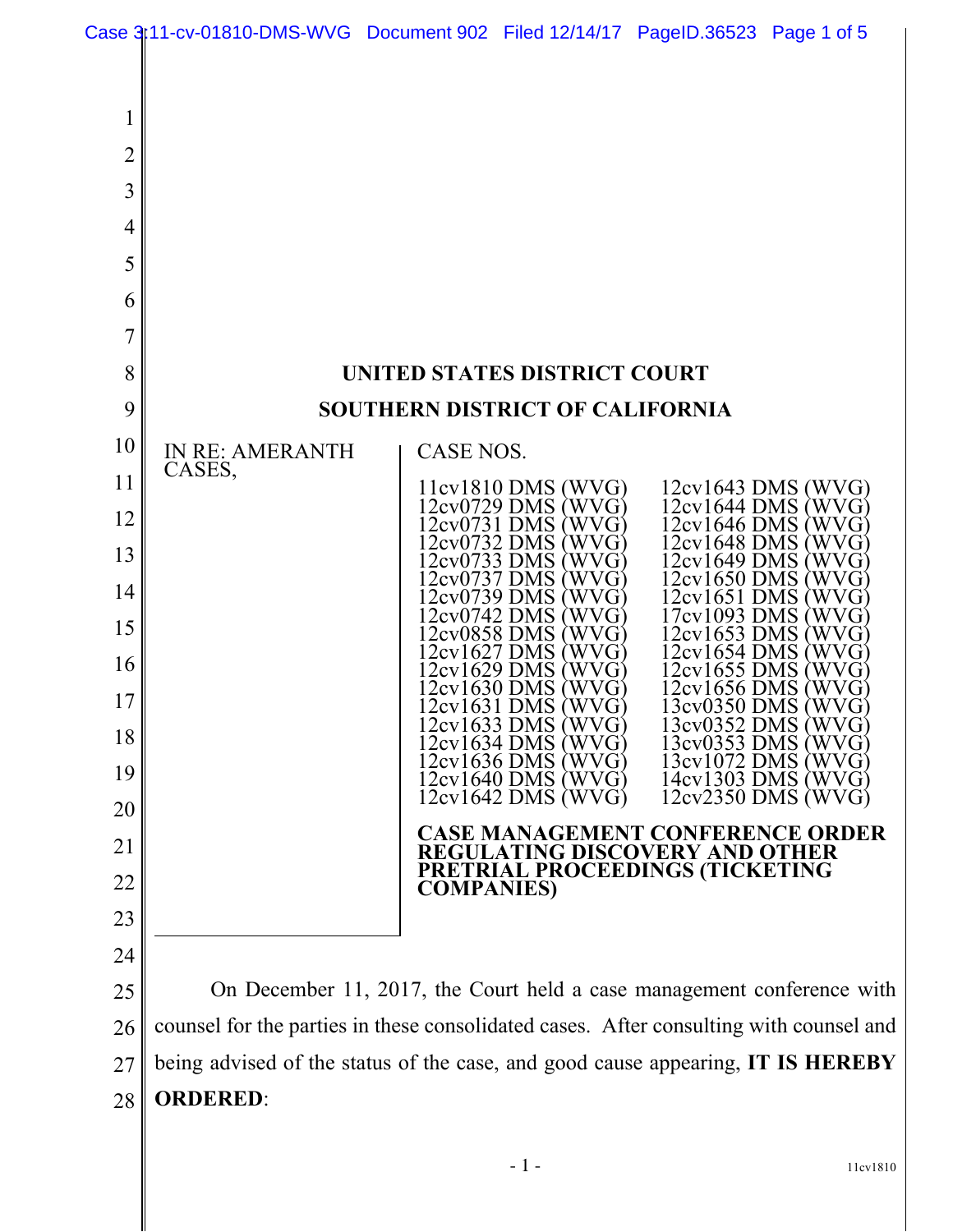# UNITED STATES DISTRICT COURT

# SOUTHERN DISTRICT OF CALIFORNIA

IN RE: AMERANTH CASES,

CASE NOS.

11cv1810 DMS (WVG)
12cv0729 DMS (WVG)
12cv0731 DMS (WVG)
12cv0732 DMS (WVG)
12cv0733 DMS (WVG)
12cv0737 DMS (WVG)
12cv0739 DMS (WVG)
12cv0742 DMS (WVG)
12cv0858 DMS (WVG)
12cv1627 DMS (WVG)
12cv1629 DMS (WVG)
12cv1630 DMS (WVG)
12cv1631 DMS (WVG)
12cv1633 DMS (WVG)
12cv1634 DMS (WVG)
12cv1636 DMS (WVG)
12cv1640 DMS (WVG)
12cv1642 DMS (WVG)
12cv1643 DMS (WVG)
12cv1644 DMS (WVG)
12cv1646 DMS (WVG)
12cv1648 DMS (WVG)
12cv1649 DMS (WVG)
12cv1650 DMS (WVG)
12cv1651 DMS (WVG)
17cv1093 DMS (WVG)
12cv1653 DMS (WVG)
12cv1654 DMS (WVG)
12cv1655 DMS (WVG)
12cv1656 DMS (WVG)
13cv0350 DMS (WVG)
13cv0352 DMS (WVG)
13cv0353 DMS (WVG)
13cv1072 DMS (WVG)
14cv1303 DMS (WVG)
12cv2350 DMS (WVG)

**CASE MANAGEMENT CONFERENCE ORDER REGULATING DISCOVERY AND OTHER PRETRIAL PROCEEDINGS (TICKETING COMPANIES)**

On December 11, 2017, the Court held a case management conference with counsel for the parties in these consolidated cases. After consulting with counsel and being advised of the status of the case, and good cause appearing, **IT IS HEREBY ORDERED**: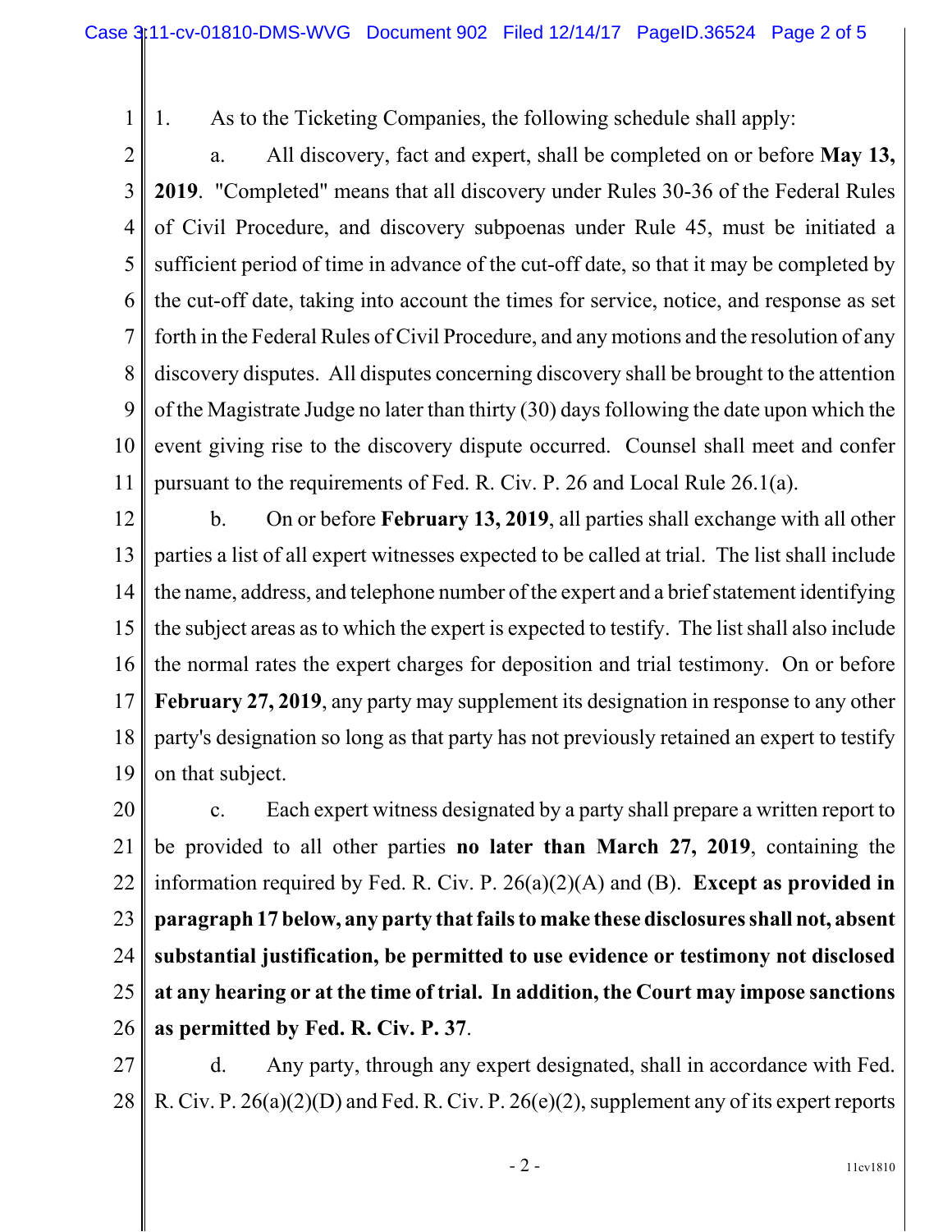1. As to the Ticketing Companies, the following schedule shall apply:

a. All discovery, fact and expert, shall be completed on or before **May 13, 2019**. "Completed" means that all discovery under Rules 30-36 of the Federal Rules of Civil Procedure, and discovery subpoenas under Rule 45, must be initiated a sufficient period of time in advance of the cut-off date, so that it may be completed by the cut-off date, taking into account the times for service, notice, and response as set forth in the Federal Rules of Civil Procedure, and any motions and the resolution of any discovery disputes. All disputes concerning discovery shall be brought to the attention of the Magistrate Judge no later than thirty (30) days following the date upon which the event giving rise to the discovery dispute occurred. Counsel shall meet and confer pursuant to the requirements of Fed. R. Civ. P. 26 and Local Rule 26.1(a).

b. On or before **February 13, 2019**, all parties shall exchange with all other parties a list of all expert witnesses expected to be called at trial. The list shall include the name, address, and telephone number of the expert and a brief statement identifying the subject areas as to which the expert is expected to testify. The list shall also include the normal rates the expert charges for deposition and trial testimony. On or before **February 27, 2019**, any party may supplement its designation in response to any other party's designation so long as that party has not previously retained an expert to testify on that subject.

c. Each expert witness designated by a party shall prepare a written report to be provided to all other parties **no later than March 27, 2019**, containing the information required by Fed. R. Civ. P. 26(a)(2)(A) and (B). **Except as provided in paragraph 17 below, any party that fails to make these disclosures shall not, absent substantial justification, be permitted to use evidence or testimony not disclosed at any hearing or at the time of trial. In addition, the Court may impose sanctions as permitted by Fed. R. Civ. P. 37**.

d. Any party, through any expert designated, shall in accordance with Fed. R. Civ. P. 26(a)(2)(D) and Fed. R. Civ. P. 26(e)(2), supplement any of its expert reports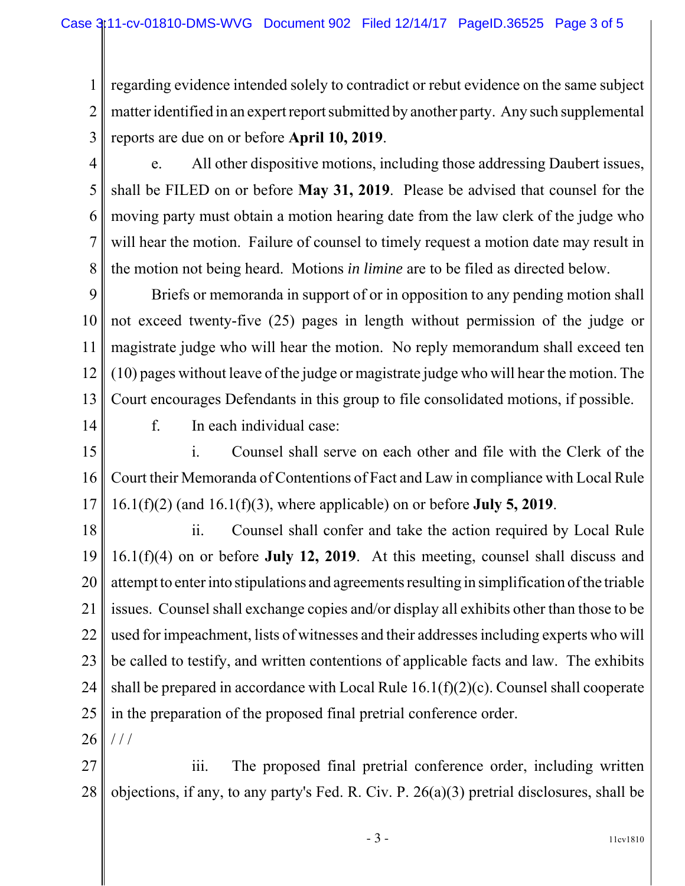regarding evidence intended solely to contradict or rebut evidence on the same subject matter identified in an expert report submitted by another party. Any such supplemental reports are due on or before **April 10, 2019**.

e. All other dispositive motions, including those addressing Daubert issues, shall be FILED on or before **May 31, 2019**. Please be advised that counsel for the moving party must obtain a motion hearing date from the law clerk of the judge who will hear the motion. Failure of counsel to timely request a motion date may result in the motion not being heard. Motions *in limine* are to be filed as directed below.

Briefs or memoranda in support of or in opposition to any pending motion shall not exceed twenty-five (25) pages in length without permission of the judge or magistrate judge who will hear the motion. No reply memorandum shall exceed ten (10) pages without leave of the judge or magistrate judge who will hear the motion. The Court encourages Defendants in this group to file consolidated motions, if possible.

f. In each individual case:

i. Counsel shall serve on each other and file with the Clerk of the Court their Memoranda of Contentions of Fact and Law in compliance with Local Rule 16.1(f)(2) (and 16.1(f)(3), where applicable) on or before **July 5, 2019**.

ii. Counsel shall confer and take the action required by Local Rule 16.1(f)(4) on or before **July 12, 2019**. At this meeting, counsel shall discuss and attempt to enter into stipulations and agreements resulting in simplification of the triable issues. Counsel shall exchange copies and/or display all exhibits other than those to be used for impeachment, lists of witnesses and their addresses including experts who will be called to testify, and written contentions of applicable facts and law. The exhibits shall be prepared in accordance with Local Rule 16.1(f)(2)(c). Counsel shall cooperate in the preparation of the proposed final pretrial conference order.

/ / /

iii. The proposed final pretrial conference order, including written objections, if any, to any party's Fed. R. Civ. P. 26(a)(3) pretrial disclosures, shall be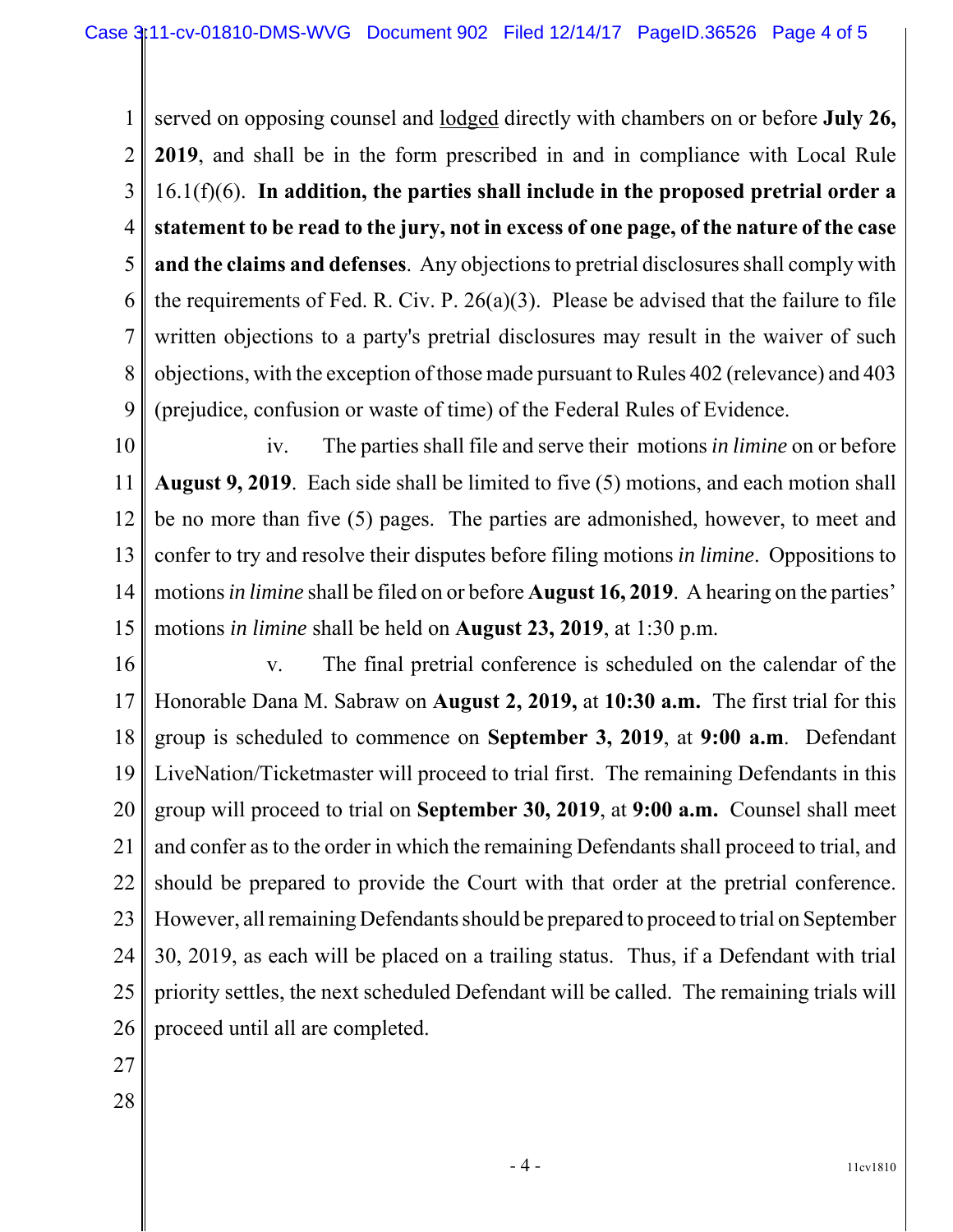served on opposing counsel and lodged directly with chambers on or before **July 26, 2019**, and shall be in the form prescribed in and in compliance with Local Rule 16.1(f)(6). **In addition, the parties shall include in the proposed pretrial order a statement to be read to the jury, not in excess of one page, of the nature of the case and the claims and defenses**. Any objections to pretrial disclosures shall comply with the requirements of Fed. R. Civ. P. 26(a)(3). Please be advised that the failure to file written objections to a party's pretrial disclosures may result in the waiver of such objections, with the exception of those made pursuant to Rules 402 (relevance) and 403 (prejudice, confusion or waste of time) of the Federal Rules of Evidence.

iv. The parties shall file and serve their motions *in limine* on or before **August 9, 2019**. Each side shall be limited to five (5) motions, and each motion shall be no more than five (5) pages. The parties are admonished, however, to meet and confer to try and resolve their disputes before filing motions *in limine*. Oppositions to motions *in limine* shall be filed on or before **August 16, 2019**. A hearing on the parties' motions *in limine* shall be held on **August 23, 2019**, at 1:30 p.m.

v. The final pretrial conference is scheduled on the calendar of the Honorable Dana M. Sabraw on **August 2, 2019,** at **10:30 a.m.** The first trial for this group is scheduled to commence on **September 3, 2019**, at **9:00 a.m**. Defendant LiveNation/Ticketmaster will proceed to trial first. The remaining Defendants in this group will proceed to trial on **September 30, 2019**, at **9:00 a.m.** Counsel shall meet and confer as to the order in which the remaining Defendants shall proceed to trial, and should be prepared to provide the Court with that order at the pretrial conference. However, all remaining Defendants should be prepared to proceed to trial on September 30, 2019, as each will be placed on a trailing status. Thus, if a Defendant with trial priority settles, the next scheduled Defendant will be called. The remaining trials will proceed until all are completed.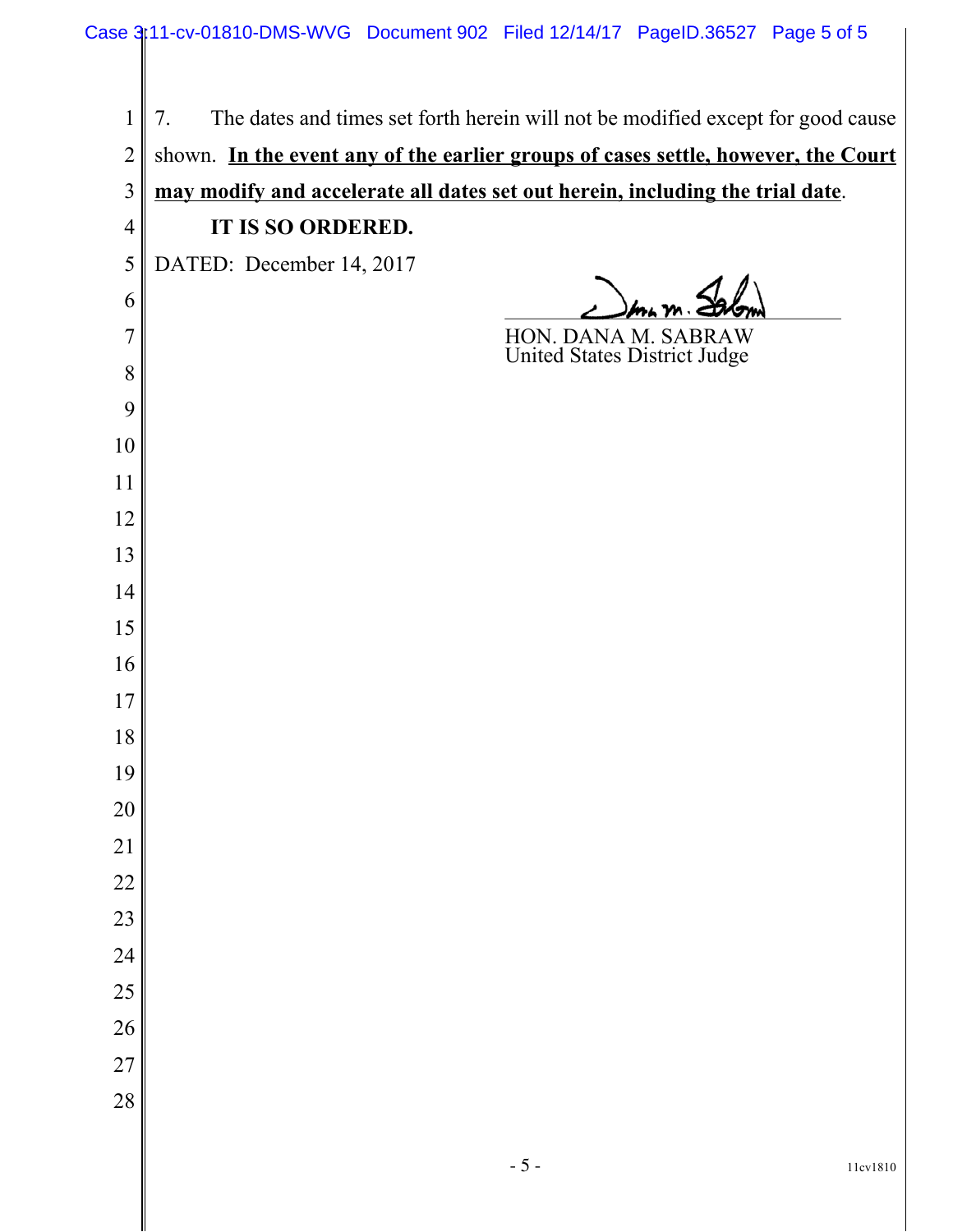7. The dates and times set forth herein will not be modified except for good cause shown. **<u>In the event any of the earlier groups of cases settle, however, the Court may modify and accelerate all dates set out herein, including the trial date</u>**.

**IT IS SO ORDERED.**

DATED: December 14, 2017

HON. DANA M. SABRAW
United States District Judge